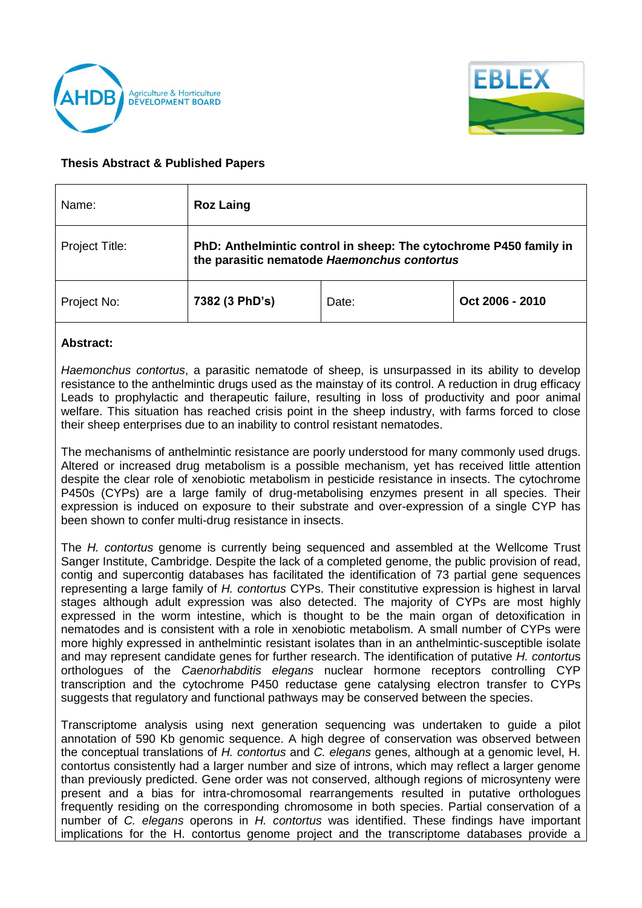**Thesis Abstract & Published Papers**

| Name: | **Roz Laing** | | |
|---|---|---|---|
| Project Title: | **PhD: Anthelmintic control in sheep: The cytochrome P450 family in the parasitic nematode *Haemonchus contortus*** | | |
| Project No: | **7382 (3 PhD's)** | Date: | **Oct 2006 - 2010** |

**Abstract:**

*Haemonchus contortus*, a parasitic nematode of sheep, is unsurpassed in its ability to develop resistance to the anthelmintic drugs used as the mainstay of its control. A reduction in drug efficacy Leads to prophylactic and therapeutic failure, resulting in loss of productivity and poor animal welfare. This situation has reached crisis point in the sheep industry, with farms forced to close their sheep enterprises due to an inability to control resistant nematodes.

The mechanisms of anthelmintic resistance are poorly understood for many commonly used drugs. Altered or increased drug metabolism is a possible mechanism, yet has received little attention despite the clear role of xenobiotic metabolism in pesticide resistance in insects. The cytochrome P450s (CYPs) are a large family of drug-metabolising enzymes present in all species. Their expression is induced on exposure to their substrate and over-expression of a single CYP has been shown to confer multi-drug resistance in insects.

The *H. contortus* genome is currently being sequenced and assembled at the Wellcome Trust Sanger Institute, Cambridge. Despite the lack of a completed genome, the public provision of read, contig and supercontig databases has facilitated the identification of 73 partial gene sequences representing a large family of *H. contortus* CYPs. Their constitutive expression is highest in larval stages although adult expression was also detected. The majority of CYPs are most highly expressed in the worm intestine, which is thought to be the main organ of detoxification in nematodes and is consistent with a role in xenobiotic metabolism. A small number of CYPs were more highly expressed in anthelmintic resistant isolates than in an anthelmintic-susceptible isolate and may represent candidate genes for further research. The identification of putative *H. contortus* orthologues of the *Caenorhabditis elegans* nuclear hormone receptors controlling CYP transcription and the cytochrome P450 reductase gene catalysing electron transfer to CYPs suggests that regulatory and functional pathways may be conserved between the species.

Transcriptome analysis using next generation sequencing was undertaken to guide a pilot annotation of 590 Kb genomic sequence. A high degree of conservation was observed between the conceptual translations of *H. contortus* and *C. elegans* genes, although at a genomic level, H. contortus consistently had a larger number and size of introns, which may reflect a larger genome than previously predicted. Gene order was not conserved, although regions of microsynteny were present and a bias for intra-chromosomal rearrangements resulted in putative orthologues frequently residing on the corresponding chromosome in both species. Partial conservation of a number of *C. elegans* operons in *H. contortus* was identified. These findings have important implications for the H. contortus genome project and the transcriptome databases provide a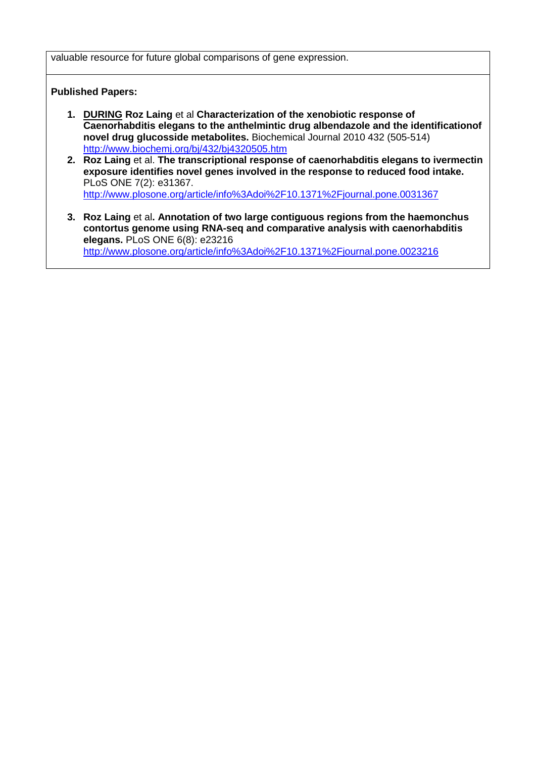valuable resource for future global comparisons of gene expression.

**Published Papers:**

1. **DURING Roz Laing** et al **Characterization of the xenobiotic response of Caenorhabditis elegans to the anthelmintic drug albendazole and the identificationof novel drug glucosside metabolites.** Biochemical Journal 2010 432 (505-514) http://www.biochemj.org/bj/432/bj4320505.htm
2. **Roz Laing** et al. **The transcriptional response of caenorhabditis elegans to ivermectin exposure identifies novel genes involved in the response to reduced food intake.** PLoS ONE 7(2): e31367. http://www.plosone.org/article/info%3Adoi%2F10.1371%2Fjournal.pone.0031367
3. **Roz Laing** et al**. Annotation of two large contiguous regions from the haemonchus contortus genome using RNA-seq and comparative analysis with caenorhabditis elegans.** PLoS ONE 6(8): e23216 http://www.plosone.org/article/info%3Adoi%2F10.1371%2Fjournal.pone.0023216